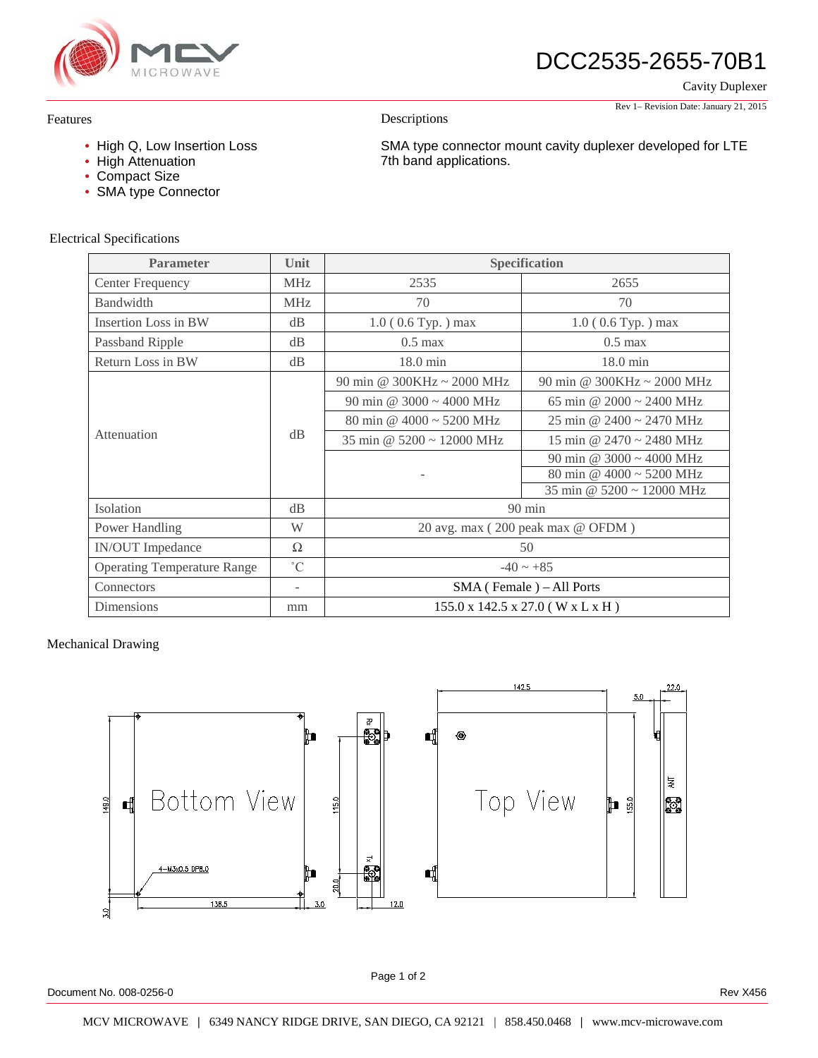# DCC2535-2655-70B1

Cavity Duplexer

Rev 1– Revision Date: January 21, 2015

## Features

- High Q, Low Insertion Loss
- High Attenuation
- Compact Size
- SMA type Connector

## Descriptions

SMA type connector mount cavity duplexer developed for LTE 7th band applications.

## Electrical Specifications

| Parameter | Unit | Specification | |
|---|---|---|---|
| Center Frequency | MHz | 2535 | 2655 |
| Bandwidth | MHz | 70 | 70 |
| Insertion Loss in BW | dB | 1.0 ( 0.6 Typ. ) max | 1.0 ( 0.6 Typ. ) max |
| Passband Ripple | dB | 0.5 max | 0.5 max |
| Return Loss in BW | dB | 18.0 min | 18.0 min |
| Attenuation | dB | 90 min @ 300KHz ~ 2000 MHz | 90 min @ 300KHz ~ 2000 MHz |
| | | 90 min @ 3000 ~ 4000 MHz | 65 min @ 2000 ~ 2400 MHz |
| | | 80 min @ 4000 ~ 5200 MHz | 25 min @ 2400 ~ 2470 MHz |
| | | 35 min @ 5200 ~ 12000 MHz | 15 min @ 2470 ~ 2480 MHz |
| | | - | 90 min @ 3000 ~ 4000 MHz |
| | | | 80 min @ 4000 ~ 5200 MHz |
| | | | 35 min @ 5200 ~ 12000 MHz |
| Isolation | dB | 90 min | |
| Power Handling | W | 20 avg. max ( 200 peak max @ OFDM ) | |
| IN/OUT Impedance | Ω | 50 | |
| Operating Temperature Range | ˚C | -40 ~ +85 | |
| Connectors | - | SMA ( Female ) – All Ports | |
| Dimensions | mm | 155.0 x 142.5 x 27.0 ( W x L x H ) | |

## Mechanical Drawing

Bottom View

4-M3x0.5 DP8.0

149.0 | 138.5 | 3.0 | 3.0 | 115.0 | 20.0 | 12.0 | Rx | Tx

Top View

142.5 | 5.0 | 22.0 | 155.0 | ANT

Document No. 008-0256-0

Rev X456

MCV MICROWAVE | 6349 NANCY RIDGE DRIVE, SAN DIEGO, CA 92121 | 858.450.0468 | www.mcv-microwave.com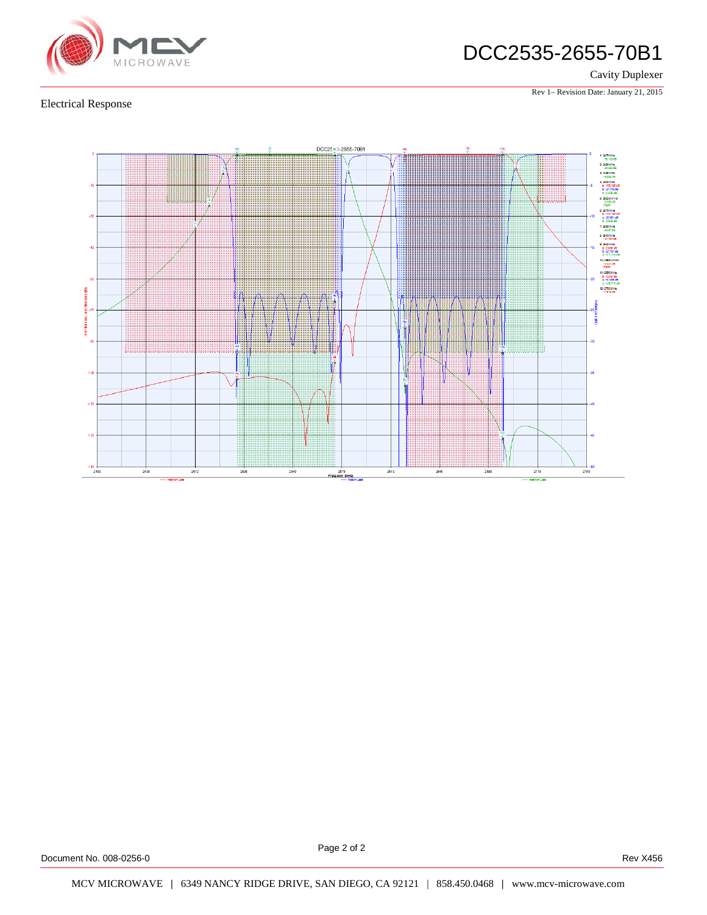# DCC2535-2655-70B1

Cavity Duplexer

Rev 1– Revision Date: January 21, 2015

## Electrical Response

DCC2535-2655-70B1

Insertion Loss

Return Loss

Insertion Loss

Frequency (MHz)

Document No. 008-0256-0

Rev X456

MCV MICROWAVE | 6349 NANCY RIDGE DRIVE, SAN DIEGO, CA 92121 | 858.450.0468 | www.mcv-microwave.com